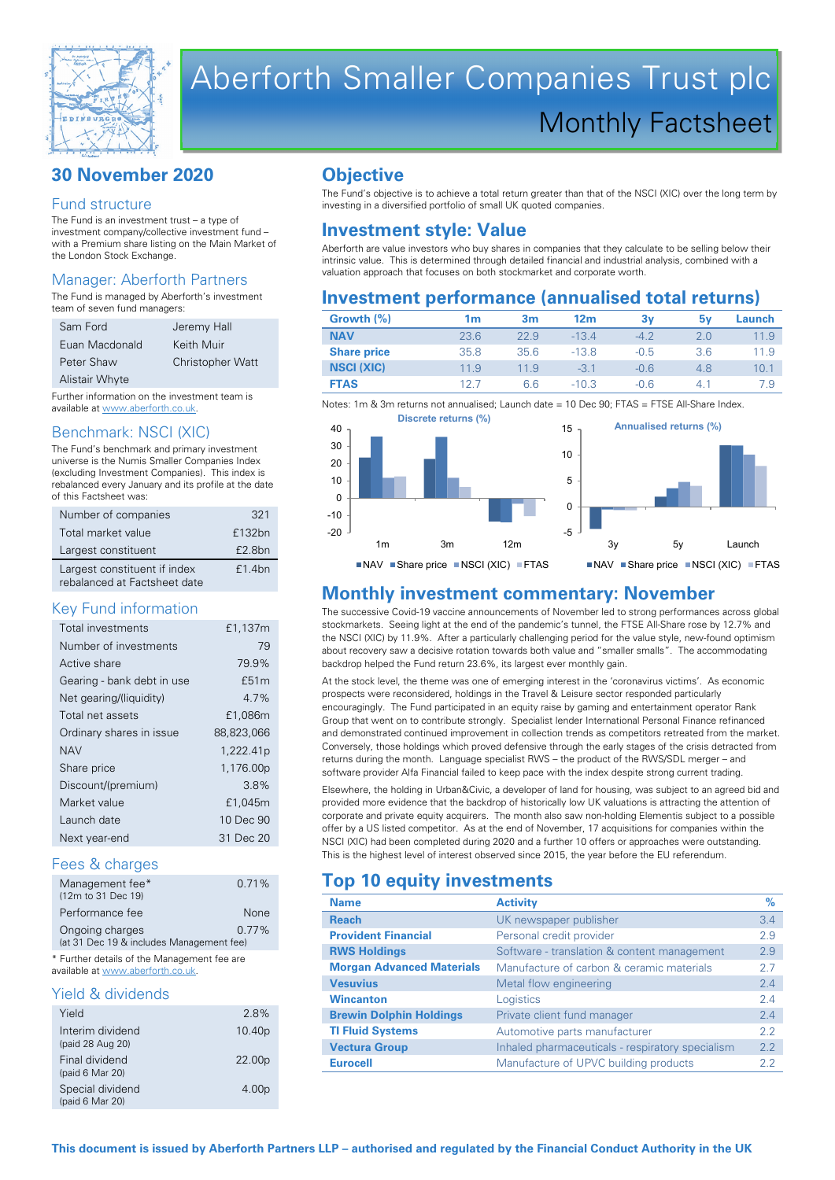# Aberforth Smaller Companies Trust plc

## Monthly Factsheet

## 30 November 2020

### Fund structure

The Fund is an investment trust – a type of investment company/collective investment fund – with a Premium share listing on the Main Market of the London Stock Exchange.

### Manager: Aberforth Partners

The Fund is managed by Aberforth's investment team of seven fund managers:

| | |
|---|---|
| Sam Ford | Jeremy Hall |
| Euan Macdonald | Keith Muir |
| Peter Shaw | Christopher Watt |
| Alistair Whyte | |

Further information on the investment team is available at www.aberforth.co.uk.

### Benchmark: NSCI (XIC)

The Fund's benchmark and primary investment universe is the Numis Smaller Companies Index (excluding Investment Companies). This index is rebalanced every January and its profile at the date of this Factsheet was:

| | |
|---|---|
| Number of companies | 321 |
| Total market value | £132bn |
| Largest constituent | £2.8bn |
| Largest constituent if index rebalanced at Factsheet date | £1.4bn |

### Key Fund information

| | |
|---|---|
| Total investments | £1,137m |
| Number of investments | 79 |
| Active share | 79.9% |
| Gearing - bank debt in use | £51m |
| Net gearing/(liquidity) | 4.7% |
| Total net assets | £1,086m |
| Ordinary shares in issue | 88,823,066 |
| NAV | 1,222.41p |
| Share price | 1,176.00p |
| Discount/(premium) | 3.8% |
| Market value | £1,045m |
| Launch date | 10 Dec 90 |
| Next year-end | 31 Dec 20 |

### Fees & charges

| | |
|---|---|
| Management fee* (12m to 31 Dec 19) | 0.71% |
| Performance fee | None |
| Ongoing charges (at 31 Dec 19 & includes Management fee) | 0.77% |

\* Further details of the Management fee are available at www.aberforth.co.uk.

### Yield & dividends

| | |
|---|---|
| Yield | 2.8% |
| Interim dividend (paid 28 Aug 20) | 10.40p |
| Final dividend (paid 6 Mar 20) | 22.00p |
| Special dividend (paid 6 Mar 20) | 4.00p |

## Objective

The Fund's objective is to achieve a total return greater than that of the NSCI (XIC) over the long term by investing in a diversified portfolio of small UK quoted companies.

## Investment style: Value

Aberforth are value investors who buy shares in companies that they calculate to be selling below their intrinsic value. This is determined through detailed financial and industrial analysis, combined with a valuation approach that focuses on both stockmarket and corporate worth.

## Investment performance (annualised total returns)

| Growth (%) | 1m | 3m | 12m | 3y | 5y | Launch |
|---|---|---|---|---|---|---|
| NAV | 23.6 | 22.9 | -13.4 | -4.2 | 2.0 | 11.9 |
| Share price | 35.8 | 35.6 | -13.8 | -0.5 | 3.6 | 11.9 |
| NSCI (XIC) | 11.9 | 11.9 | -3.1 | -0.6 | 4.8 | 10.1 |
| FTAS | 12.7 | 6.6 | -10.3 | -0.6 | 4.1 | 7.9 |

Notes: 1m & 3m returns not annualised; Launch date = 10 Dec 90; FTAS = FTSE All-Share Index.

Discrete returns (%) — 1m, 3m, 12m — NAV, Share price, NSCI (XIC), FTAS

Annualised returns (%) — 3y, 5y, Launch — NAV, Share price, NSCI (XIC), FTAS

## Monthly investment commentary: November

The successive Covid-19 vaccine announcements of November led to strong performances across global stockmarkets. Seeing light at the end of the pandemic's tunnel, the FTSE All-Share rose by 12.7% and the NSCI (XIC) by 11.9%. After a particularly challenging period for the value style, new-found optimism about recovery saw a decisive rotation towards both value and "smaller smalls". The accommodating backdrop helped the Fund return 23.6%, its largest ever monthly gain.

At the stock level, the theme was one of emerging interest in the 'coronavirus victims'. As economic prospects were reconsidered, holdings in the Travel & Leisure sector responded particularly encouragingly. The Fund participated in an equity raise by gaming and entertainment operator Rank Group that went on to contribute strongly. Specialist lender International Personal Finance refinanced and demonstrated continued improvement in collection trends as competitors retreated from the market. Conversely, those holdings which proved defensive through the early stages of the crisis detracted from returns during the month. Language specialist RWS – the product of the RWS/SDL merger – and software provider Alfa Financial failed to keep pace with the index despite strong current trading.

Elsewhere, the holding in Urban&Civic, a developer of land for housing, was subject to an agreed bid and provided more evidence that the backdrop of historically low UK valuations is attracting the attention of corporate and private equity acquirers. The month also saw non-holding Elementis subject to a possible offer by a US listed competitor. As at the end of November, 17 acquisitions for companies within the NSCI (XIC) had been completed during 2020 and a further 10 offers or approaches were outstanding. This is the highest level of interest observed since 2015, the year before the EU referendum.

## Top 10 equity investments

| Name | Activity | % |
|---|---|---|
| Reach | UK newspaper publisher | 3.4 |
| Provident Financial | Personal credit provider | 2.9 |
| RWS Holdings | Software - translation & content management | 2.9 |
| Morgan Advanced Materials | Manufacture of carbon & ceramic materials | 2.7 |
| Vesuvius | Metal flow engineering | 2.4 |
| Wincanton | Logistics | 2.4 |
| Brewin Dolphin Holdings | Private client fund manager | 2.4 |
| TI Fluid Systems | Automotive parts manufacturer | 2.2 |
| Vectura Group | Inhaled pharmaceuticals - respiratory specialism | 2.2 |
| Eurocell | Manufacture of UPVC building products | 2.2 |

**This document is issued by Aberforth Partners LLP – authorised and regulated by the Financial Conduct Authority in the UK**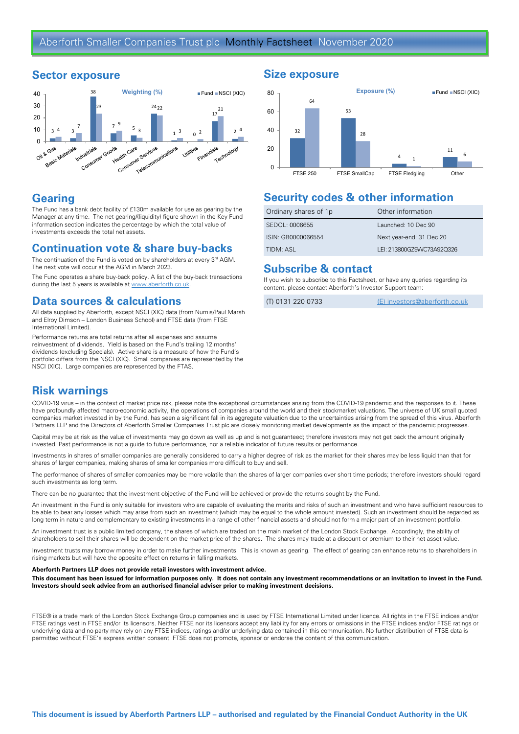## Sector exposure

Weighting (%)

Fund NSCI (XIC)

40
30
20
10
0

3 4 | 3 7 | 38 23 | 7 9 | 5 3 | 24 22 | 1 3 | 0 2 | 17 21 | 2 4

Oil & Gas
Basic Materials
Industrials
Consumer Goods
Health Care
Consumer Services
Telecommunications
Utilities
Financials
Technology

## Size exposure

Exposure (%)

Fund NSCI (XIC)

80
60
40
20
0

32 64 | 53 28 | 4 1 | 11 6

FTSE 250
FTSE SmallCap
FTSE Fledgling
Other

## Gearing

The Fund has a bank debt facility of £130m available for use as gearing by the Manager at any time. The net gearing/(liquidity) figure shown in the Key Fund information section indicates the percentage by which the total value of investments exceeds the total net assets.

## Continuation vote & share buy-backs

The continuation of the Fund is voted on by shareholders at every 3rd AGM. The next vote will occur at the AGM in March 2023.

The Fund operates a share buy-back policy. A list of the buy-back transactions during the last 5 years is available at www.aberforth.co.uk.

## Data sources & calculations

All data supplied by Aberforth, except NSCI (XIC) data (from Numis/Paul Marsh and Elroy Dimson – London Business School) and FTSE data (from FTSE International Limited).

Performance returns are total returns after all expenses and assume reinvestment of dividends. Yield is based on the Fund's trailing 12 months' dividends (excluding Specials). Active share is a measure of how the Fund's portfolio differs from the NSCI (XIC). Small companies are represented by the NSCI (XIC). Large companies are represented by the FTAS.

## Security codes & other information

| Ordinary shares of 1p | Other information |
|---|---|
| SEDOL: 0006655 | Launched: 10 Dec 90 |
| ISIN: GB0000066554 | Next year-end: 31 Dec 20 |
| TIDM: ASL | LEI: 213800GZ9WC73A92Q326 |

## Subscribe & contact

If you wish to subscribe to this Factsheet, or have any queries regarding its content, please contact Aberforth's Investor Support team:

| | |
|---|---|
| (T) 0131 220 0733 | (E) investors@aberforth.co.uk |

## Risk warnings

COVID-19 virus – in the context of market price risk, please note the exceptional circumstances arising from the COVID-19 pandemic and the responses to it. These have profoundly affected macro-economic activity, the operations of companies around the world and their stockmarket valuations. The universe of UK small quoted companies market invested in by the Fund, has seen a significant fall in its aggregate valuation due to the uncertainties arising from the spread of this virus. Aberforth Partners LLP and the Directors of Aberforth Smaller Companies Trust plc are closely monitoring market developments as the impact of the pandemic progresses.

Capital may be at risk as the value of investments may go down as well as up and is not guaranteed; therefore investors may not get back the amount originally invested. Past performance is not a guide to future performance, nor a reliable indicator of future results or performance.

Investments in shares of smaller companies are generally considered to carry a higher degree of risk as the market for their shares may be less liquid than that for shares of larger companies, making shares of smaller companies more difficult to buy and sell.

The performance of shares of smaller companies may be more volatile than the shares of larger companies over short time periods; therefore investors should regard such investments as long term.

There can be no guarantee that the investment objective of the Fund will be achieved or provide the returns sought by the Fund.

An investment in the Fund is only suitable for investors who are capable of evaluating the merits and risks of such an investment and who have sufficient resources to be able to bear any losses which may arise from such an investment (which may be equal to the whole amount invested). Such an investment should be regarded as long term in nature and complementary to existing investments in a range of other financial assets and should not form a major part of an investment portfolio.

An investment trust is a public limited company, the shares of which are traded on the main market of the London Stock Exchange. Accordingly, the ability of shareholders to sell their shares will be dependent on the market price of the shares. The shares may trade at a discount or premium to their net asset value.

Investment trusts may borrow money in order to make further investments. This is known as gearing. The effect of gearing can enhance returns to shareholders in rising markets but will have the opposite effect on returns in falling markets.

**Aberforth Partners LLP does not provide retail investors with investment advice.**

**This document has been issued for information purposes only. It does not contain any investment recommendations or an invitation to invest in the Fund. Investors should seek advice from an authorised financial adviser prior to making investment decisions.**

FTSE® is a trade mark of the London Stock Exchange Group companies and is used by FTSE International Limited under licence. All rights in the FTSE indices and/or FTSE ratings vest in FTSE and/or its licensors. Neither FTSE nor its licensors accept any liability for any errors or omissions in the FTSE indices and/or FTSE ratings or underlying data and no party may rely on any FTSE indices, ratings and/or underlying data contained in this communication. No further distribution of FTSE data is permitted without FTSE's express written consent. FTSE does not promote, sponsor or endorse the content of this communication.

**This document is issued by Aberforth Partners LLP – authorised and regulated by the Financial Conduct Authority in the UK**